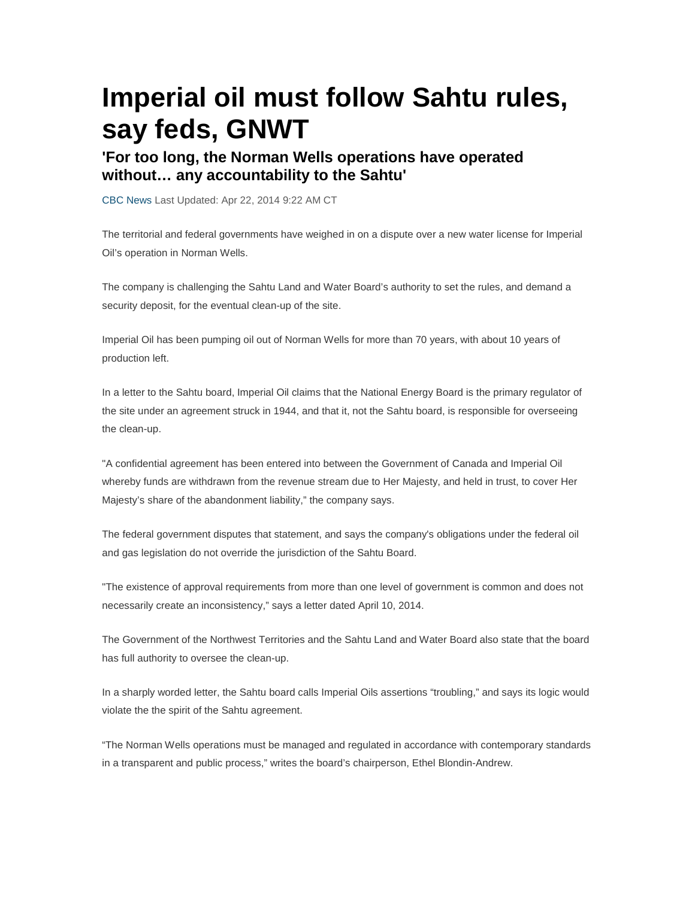# Imperial oil must follow Sahtu rules, say feds, GNWT

## 'For too long, the Norman Wells operations have operated without… any accountability to the Sahtu'

CBC News Last Updated: Apr 22, 2014 9:22 AM CT

The territorial and federal governments have weighed in on a dispute over a new water license for Imperial Oil's operation in Norman Wells.

The company is challenging the Sahtu Land and Water Board's authority to set the rules, and demand a security deposit, for the eventual clean-up of the site.

Imperial Oil has been pumping oil out of Norman Wells for more than 70 years, with about 10 years of production left.

In a letter to the Sahtu board, Imperial Oil claims that the National Energy Board is the primary regulator of the site under an agreement struck in 1944, and that it, not the Sahtu board, is responsible for overseeing the clean-up.

"A confidential agreement has been entered into between the Government of Canada and Imperial Oil whereby funds are withdrawn from the revenue stream due to Her Majesty, and held in trust, to cover Her Majesty's share of the abandonment liability," the company says.

The federal government disputes that statement, and says the company's obligations under the federal oil and gas legislation do not override the jurisdiction of the Sahtu Board.

"The existence of approval requirements from more than one level of government is common and does not necessarily create an inconsistency," says a letter dated April 10, 2014.

The Government of the Northwest Territories and the Sahtu Land and Water Board also state that the board has full authority to oversee the clean-up.

In a sharply worded letter, the Sahtu board calls Imperial Oils assertions "troubling," and says its logic would violate the the spirit of the Sahtu agreement.

"The Norman Wells operations must be managed and regulated in accordance with contemporary standards in a transparent and public process," writes the board's chairperson, Ethel Blondin-Andrew.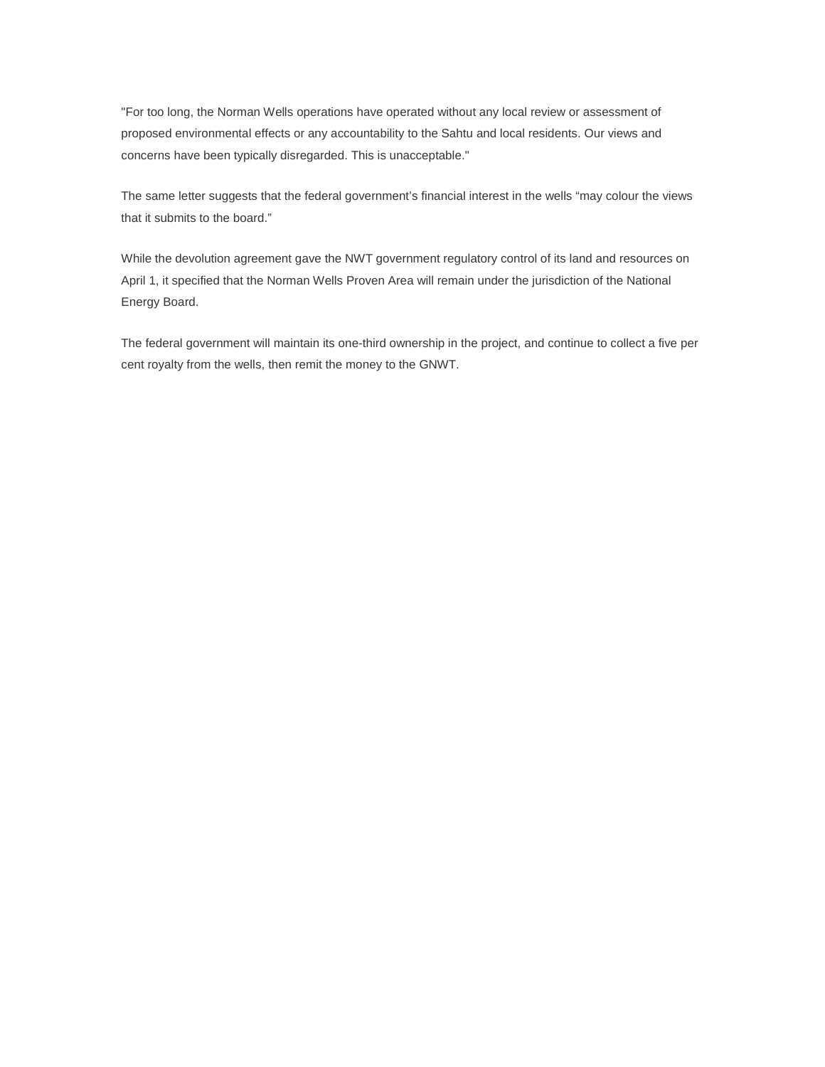"For too long, the Norman Wells operations have operated without any local review or assessment of proposed environmental effects or any accountability to the Sahtu and local residents. Our views and concerns have been typically disregarded. This is unacceptable."

The same letter suggests that the federal government's financial interest in the wells "may colour the views that it submits to the board."

While the devolution agreement gave the NWT government regulatory control of its land and resources on April 1, it specified that the Norman Wells Proven Area will remain under the jurisdiction of the National Energy Board.

The federal government will maintain its one-third ownership in the project, and continue to collect a five per cent royalty from the wells, then remit the money to the GNWT.